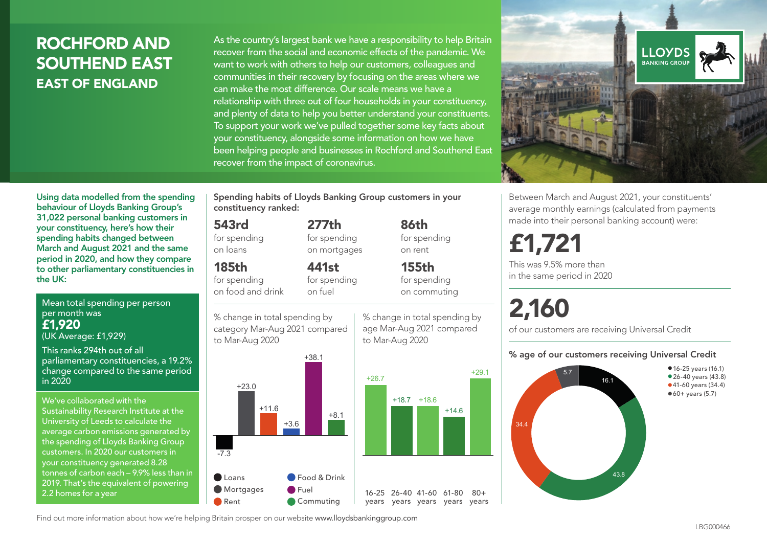# ROCHFORD AND SOUTHEND EAST

## EAST OF ENGLAND

As the country's largest bank we have a responsibility to help Britain recover from the social and economic effects of the pandemic. We want to work with others to help our customers, colleagues and communities in their recovery by focusing on the areas where we can make the most difference. Our scale means we have a relationship with three out of four households in your constituency, and plenty of data to help you better understand your constituents. To support your work we've pulled together some key facts about your constituency, alongside some information on how we have been helping people and businesses in Rochford and Southend East recover from the impact of coronavirus.

LLOYDS BANKING GROUP

**Using data modelled from the spending behaviour of Lloyds Banking Group's 31,022 personal banking customers in your constituency, here's how their spending habits changed between March and August 2021 and the same period in 2020, and how they compare to other parliamentary constituencies in the UK:**

Mean total spending per person per month was
**£1,920**
(UK Average: £1,929)

This ranks 294th out of all parliamentary constituencies, a 19.2% change compared to the same period in 2020

We've collaborated with the Sustainability Research Institute at the University of Leeds to calculate the average carbon emissions generated by the spending of Lloyds Banking Group customers. In 2020 our customers in your constituency generated 8.28 tonnes of carbon each – 9.9% less than in 2019. That's the equivalent of powering 2.2 homes for a year

**Spending habits of Lloyds Banking Group customers in your constituency ranked:**

- **543rd** for spending on loans
- **277th** for spending on mortgages
- **86th** for spending on rent
- **185th** for spending on food and drink
- **441st** for spending on fuel
- **155th** for spending on commuting

% change in total spending by category Mar-Aug 2021 compared to Mar-Aug 2020

| Category | % change |
|---|---|
| Loans | -7.3 |
| Mortgages | +23.0 |
| Rent | +11.6 |
| Food & Drink | +3.6 |
| Fuel | +38.1 |
| Commuting | +8.1 |

% change in total spending by age Mar-Aug 2021 compared to Mar-Aug 2020

| Age | % change |
|---|---|
| 16-25 years | +26.7 |
| 26-40 years | +18.7 |
| 41-60 years | +18.6 |
| 61-80 years | +14.6 |
| 80+ years | +29.1 |

Between March and August 2021, your constituents' average monthly earnings (calculated from payments made into their personal banking account) were:

**£1,721**

This was 9.5% more than in the same period in 2020

**2,160**

of our customers are receiving Universal Credit

**% age of our customers receiving Universal Credit**

| Age | % |
|---|---|
| 16-25 years | 16.1 |
| 26-40 years | 43.8 |
| 41-60 years | 34.4 |
| 60+ years | 5.7 |

Find out more information about how we're helping Britain prosper on our website www.lloydsbankinggroup.com

LBG000466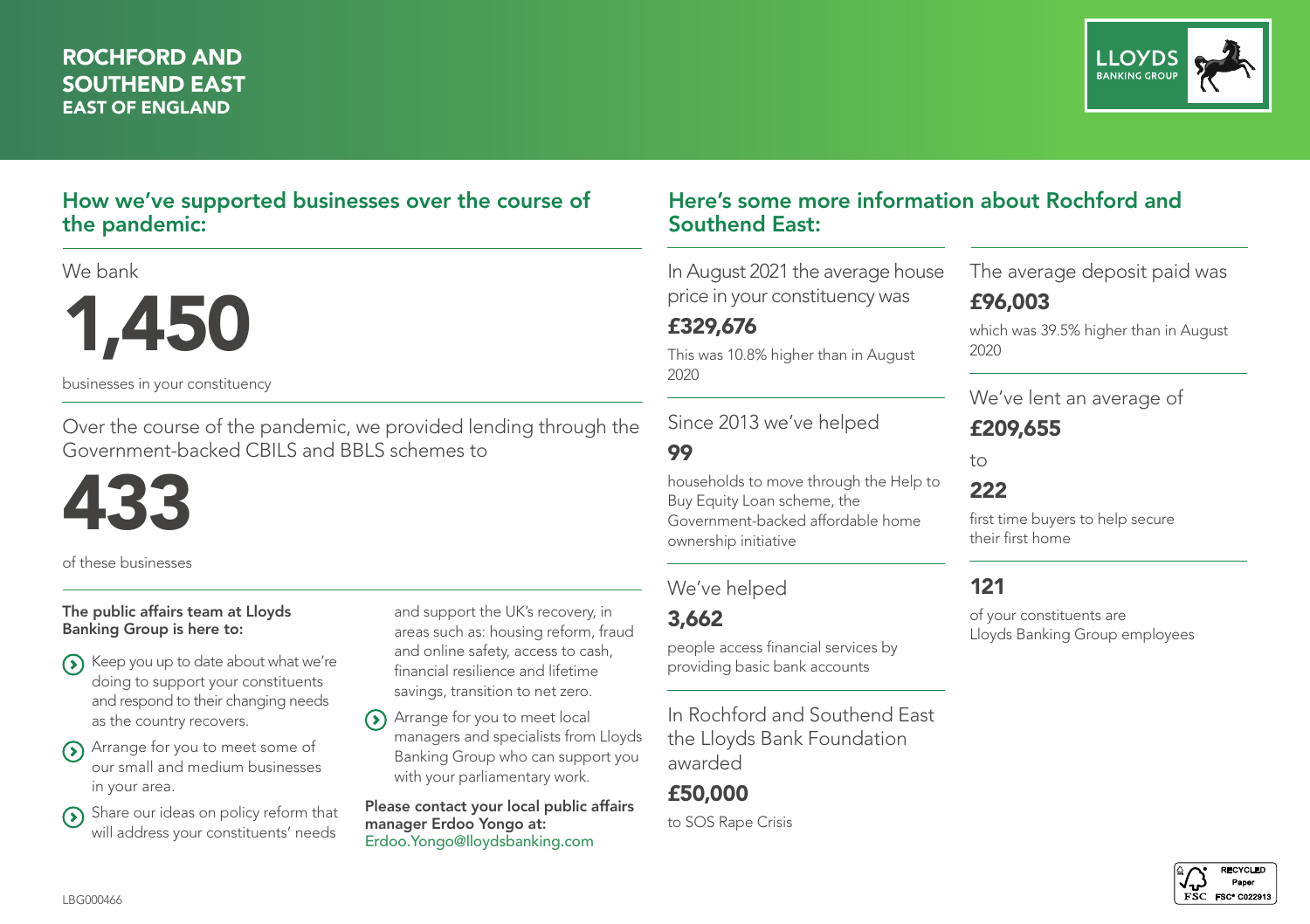# ROCHFORD AND SOUTHEND EAST
## EAST OF ENGLAND

## How we've supported businesses over the course of the pandemic:

We bank

**1,450**

businesses in your constituency

Over the course of the pandemic, we provided lending through the Government-backed CBILS and BBLS schemes to

**433**

of these businesses

**The public affairs team at Lloyds Banking Group is here to:**

- Keep you up to date about what we're doing to support your constituents and respond to their changing needs as the country recovers.
- Arrange for you to meet some of our small and medium businesses in your area.
- Share our ideas on policy reform that will address your constituents' needs and support the UK's recovery, in areas such as: housing reform, fraud and online safety, access to cash, financial resilience and lifetime savings, transition to net zero.
- Arrange for you to meet local managers and specialists from Lloyds Banking Group who can support you with your parliamentary work.

**Please contact your local public affairs manager Erdoo Yongo at:**
Erdoo.Yongo@lloydsbanking.com

## Here's some more information about Rochford and Southend East:

In August 2021 the average house price in your constituency was

**£329,676**

This was 10.8% higher than in August 2020

Since 2013 we've helped

**99**

households to move through the Help to Buy Equity Loan scheme, the Government-backed affordable home ownership initiative

We've helped

**3,662**

people access financial services by providing basic bank accounts

In Rochford and Southend East the Lloyds Bank Foundation awarded

**£50,000**

to SOS Rape Crisis

The average deposit paid was

**£96,003**

which was 39.5% higher than in August 2020

We've lent an average of

**£209,655**

to

**222**

first time buyers to help secure their first home

**121**

of your constituents are Lloyds Banking Group employees

LBG000466